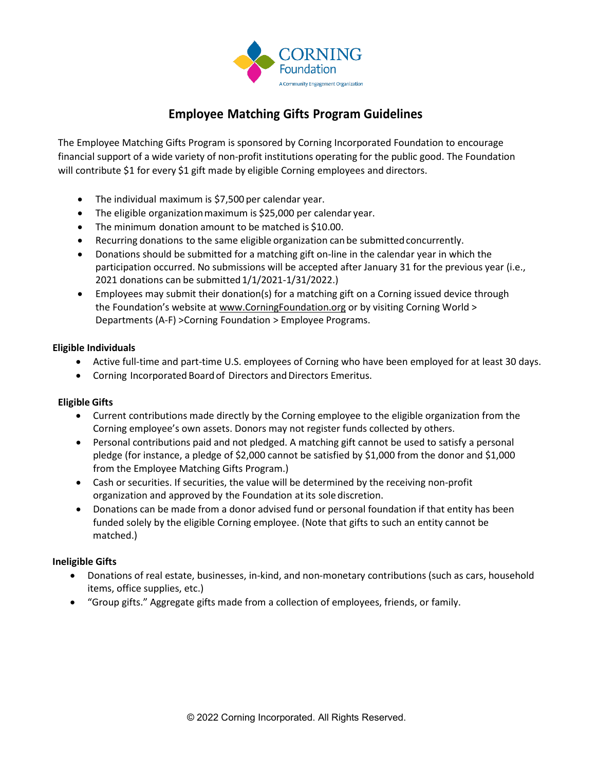CORNING Foundation

A Community Engagement Organization

# Employee Matching Gifts Program Guidelines

The Employee Matching Gifts Program is sponsored by Corning Incorporated Foundation to encourage financial support of a wide variety of non-profit institutions operating for the public good. The Foundation will contribute $1 for every $1 gift made by eligible Corning employees and directors.

- The individual maximum is $7,500 per calendar year.
- The eligible organization maximum is $25,000 per calendar year.
- The minimum donation amount to be matched is $10.00.
- Recurring donations to the same eligible organization can be submitted concurrently.
- Donations should be submitted for a matching gift on-line in the calendar year in which the participation occurred. No submissions will be accepted after January 31 for the previous year (i.e., 2021 donations can be submitted 1/1/2021-1/31/2022.)
- Employees may submit their donation(s) for a matching gift on a Corning issued device through the Foundation's website at www.CorningFoundation.org or by visiting Corning World > Departments (A-F) >Corning Foundation > Employee Programs.

### Eligible Individuals

- Active full-time and part-time U.S. employees of Corning who have been employed for at least 30 days.
- Corning Incorporated Board of Directors and Directors Emeritus.

### Eligible Gifts

- Current contributions made directly by the Corning employee to the eligible organization from the Corning employee's own assets. Donors may not register funds collected by others.
- Personal contributions paid and not pledged. A matching gift cannot be used to satisfy a personal pledge (for instance, a pledge of $2,000 cannot be satisfied by $1,000 from the donor and $1,000 from the Employee Matching Gifts Program.)
- Cash or securities. If securities, the value will be determined by the receiving non-profit organization and approved by the Foundation at its sole discretion.
- Donations can be made from a donor advised fund or personal foundation if that entity has been funded solely by the eligible Corning employee. (Note that gifts to such an entity cannot be matched.)

### Ineligible Gifts

- Donations of real estate, businesses, in-kind, and non-monetary contributions (such as cars, household items, office supplies, etc.)
- "Group gifts." Aggregate gifts made from a collection of employees, friends, or family.

© 2022 Corning Incorporated. All Rights Reserved.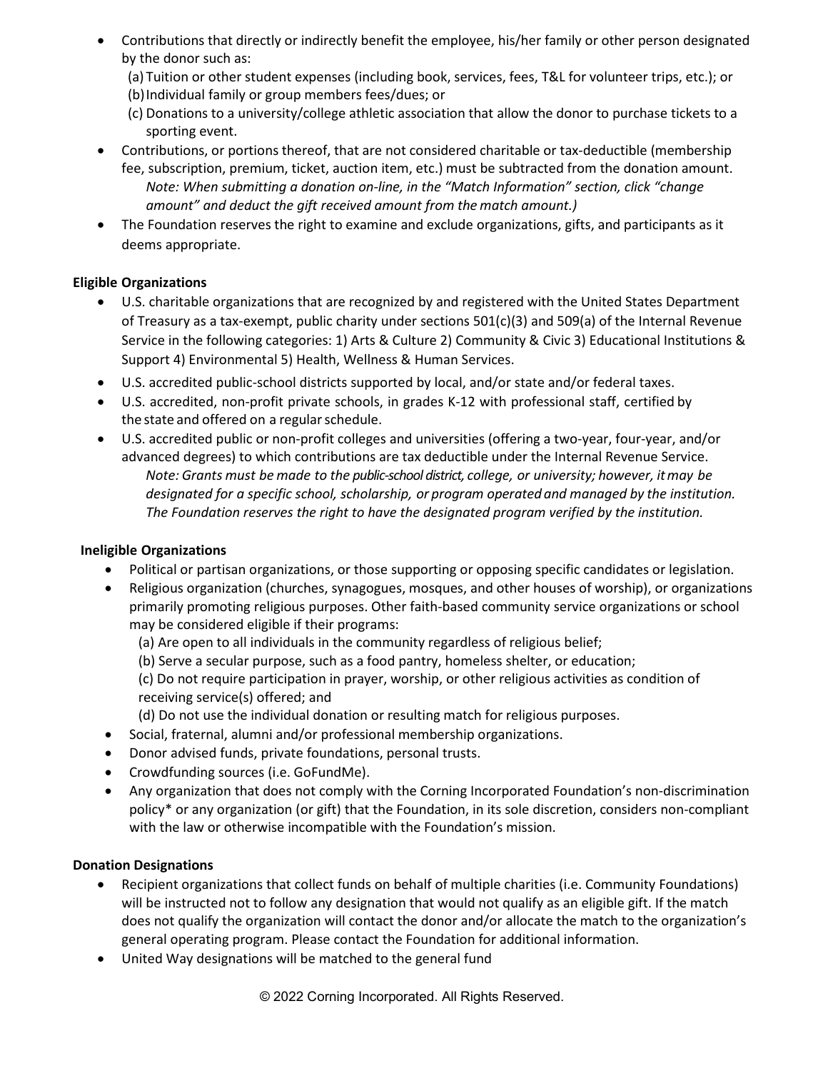- Contributions that directly or indirectly benefit the employee, his/her family or other person designated by the donor such as:
  - (a) Tuition or other student expenses (including book, services, fees, T&L for volunteer trips, etc.); or
  - (b) Individual family or group members fees/dues; or
  - (c) Donations to a university/college athletic association that allow the donor to purchase tickets to a sporting event.
- Contributions, or portions thereof, that are not considered charitable or tax-deductible (membership fee, subscription, premium, ticket, auction item, etc.) must be subtracted from the donation amount. *Note: When submitting a donation on-line, in the "Match Information" section, click "change amount" and deduct the gift received amount from the match amount.)*
- The Foundation reserves the right to examine and exclude organizations, gifts, and participants as it deems appropriate.

**Eligible Organizations**

- U.S. charitable organizations that are recognized by and registered with the United States Department of Treasury as a tax-exempt, public charity under sections 501(c)(3) and 509(a) of the Internal Revenue Service in the following categories: 1) Arts & Culture 2) Community & Civic 3) Educational Institutions & Support 4) Environmental 5) Health, Wellness & Human Services.
- U.S. accredited public-school districts supported by local, and/or state and/or federal taxes.
- U.S. accredited, non-profit private schools, in grades K-12 with professional staff, certified by the state and offered on a regular schedule.
- U.S. accredited public or non-profit colleges and universities (offering a two-year, four-year, and/or advanced degrees) to which contributions are tax deductible under the Internal Revenue Service. *Note: Grants must be made to the public-school district, college, or university; however, it may be designated for a specific school, scholarship, or program operated and managed by the institution. The Foundation reserves the right to have the designated program verified by the institution.*

**Ineligible Organizations**

- Political or partisan organizations, or those supporting or opposing specific candidates or legislation.
- Religious organization (churches, synagogues, mosques, and other houses of worship), or organizations primarily promoting religious purposes. Other faith-based community service organizations or school may be considered eligible if their programs:
  - (a) Are open to all individuals in the community regardless of religious belief;
  - (b) Serve a secular purpose, such as a food pantry, homeless shelter, or education;
  - (c) Do not require participation in prayer, worship, or other religious activities as condition of receiving service(s) offered; and
  - (d) Do not use the individual donation or resulting match for religious purposes.
- Social, fraternal, alumni and/or professional membership organizations.
- Donor advised funds, private foundations, personal trusts.
- Crowdfunding sources (i.e. GoFundMe).
- Any organization that does not comply with the Corning Incorporated Foundation's non-discrimination policy* or any organization (or gift) that the Foundation, in its sole discretion, considers non-compliant with the law or otherwise incompatible with the Foundation's mission.

**Donation Designations**

- Recipient organizations that collect funds on behalf of multiple charities (i.e. Community Foundations) will be instructed not to follow any designation that would not qualify as an eligible gift. If the match does not qualify the organization will contact the donor and/or allocate the match to the organization's general operating program. Please contact the Foundation for additional information.
- United Way designations will be matched to the general fund

© 2022 Corning Incorporated. All Rights Reserved.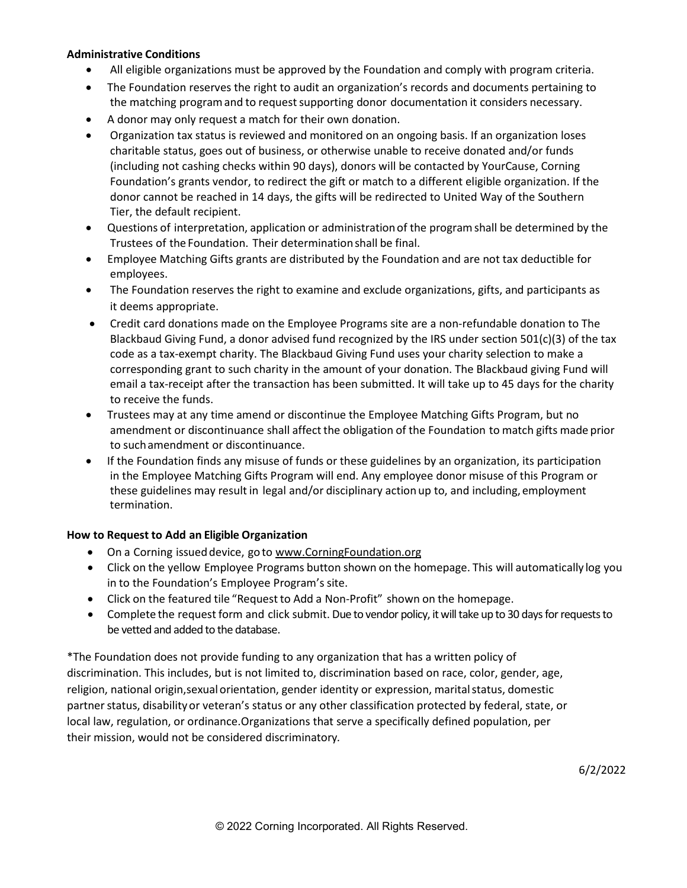**Administrative Conditions**

- All eligible organizations must be approved by the Foundation and comply with program criteria.
- The Foundation reserves the right to audit an organization's records and documents pertaining to the matching program and to request supporting donor documentation it considers necessary.
- A donor may only request a match for their own donation.
- Organization tax status is reviewed and monitored on an ongoing basis. If an organization loses charitable status, goes out of business, or otherwise unable to receive donated and/or funds (including not cashing checks within 90 days), donors will be contacted by YourCause, Corning Foundation's grants vendor, to redirect the gift or match to a different eligible organization. If the donor cannot be reached in 14 days, the gifts will be redirected to United Way of the Southern Tier, the default recipient.
- Questions of interpretation, application or administration of the program shall be determined by the Trustees of the Foundation. Their determination shall be final.
- Employee Matching Gifts grants are distributed by the Foundation and are not tax deductible for employees.
- The Foundation reserves the right to examine and exclude organizations, gifts, and participants as it deems appropriate.
- Credit card donations made on the Employee Programs site are a non-refundable donation to The Blackbaud Giving Fund, a donor advised fund recognized by the IRS under section 501(c)(3) of the tax code as a tax-exempt charity. The Blackbaud Giving Fund uses your charity selection to make a corresponding grant to such charity in the amount of your donation. The Blackbaud giving Fund will email a tax-receipt after the transaction has been submitted. It will take up to 45 days for the charity to receive the funds.
- Trustees may at any time amend or discontinue the Employee Matching Gifts Program, but no amendment or discontinuance shall affect the obligation of the Foundation to match gifts made prior to such amendment or discontinuance.
- If the Foundation finds any misuse of funds or these guidelines by an organization, its participation in the Employee Matching Gifts Program will end. Any employee donor misuse of this Program or these guidelines may result in legal and/or disciplinary action up to, and including, employment termination.

**How to Request to Add an Eligible Organization**

- On a Corning issued device, go to www.CorningFoundation.org
- Click on the yellow Employee Programs button shown on the homepage. This will automatically log you in to the Foundation's Employee Program's site.
- Click on the featured tile "Request to Add a Non-Profit" shown on the homepage.
- Complete the request form and click submit. Due to vendor policy, it will take up to 30 days for requests to be vetted and added to the database.

*The Foundation does not provide funding to any organization that has a written policy of discrimination. This includes, but is not limited to, discrimination based on race, color, gender, age, religion, national origin, sexual orientation, gender identity or expression, marital status, domestic partner status, disability or veteran's status or any other classification protected by federal, state, or local law, regulation, or ordinance. Organizations that serve a specifically defined population, per their mission, would not be considered discriminatory.

6/2/2022

© 2022 Corning Incorporated. All Rights Reserved.